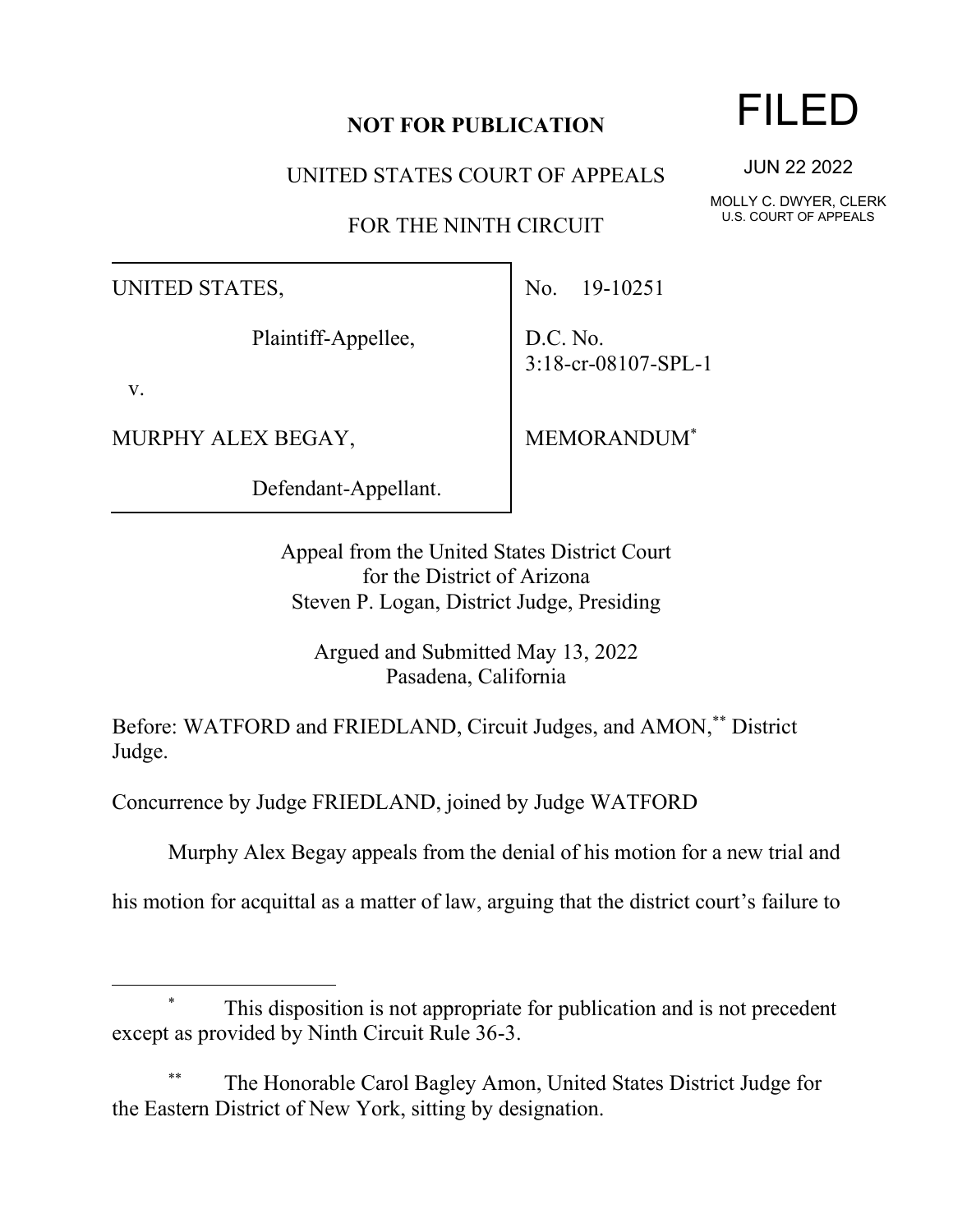**NOT FOR PUBLICATION**

# FILED

JUN 22 2022

MOLLY C. DWYER, CLERK
U.S. COURT OF APPEALS

UNITED STATES COURT OF APPEALS

FOR THE NINTH CIRCUIT

| | |
|---|---|
| UNITED STATES,<br><br>Plaintiff-Appellee,<br><br>v.<br><br>MURPHY ALEX BEGAY,<br><br>Defendant-Appellant. | No. 19-10251<br><br>D.C. No. 3:18-cr-08107-SPL-1<br><br>MEMORANDUM* |

Appeal from the United States District Court
for the District of Arizona
Steven P. Logan, District Judge, Presiding

Argued and Submitted May 13, 2022
Pasadena, California

Before: WATFORD and FRIEDLAND, Circuit Judges, and AMON,** District Judge.

Concurrence by Judge FRIEDLAND, joined by Judge WATFORD

Murphy Alex Begay appeals from the denial of his motion for a new trial and his motion for acquittal as a matter of law, arguing that the district court's failure to

---

\* This disposition is not appropriate for publication and is not precedent except as provided by Ninth Circuit Rule 36-3.

\*\* The Honorable Carol Bagley Amon, United States District Judge for the Eastern District of New York, sitting by designation.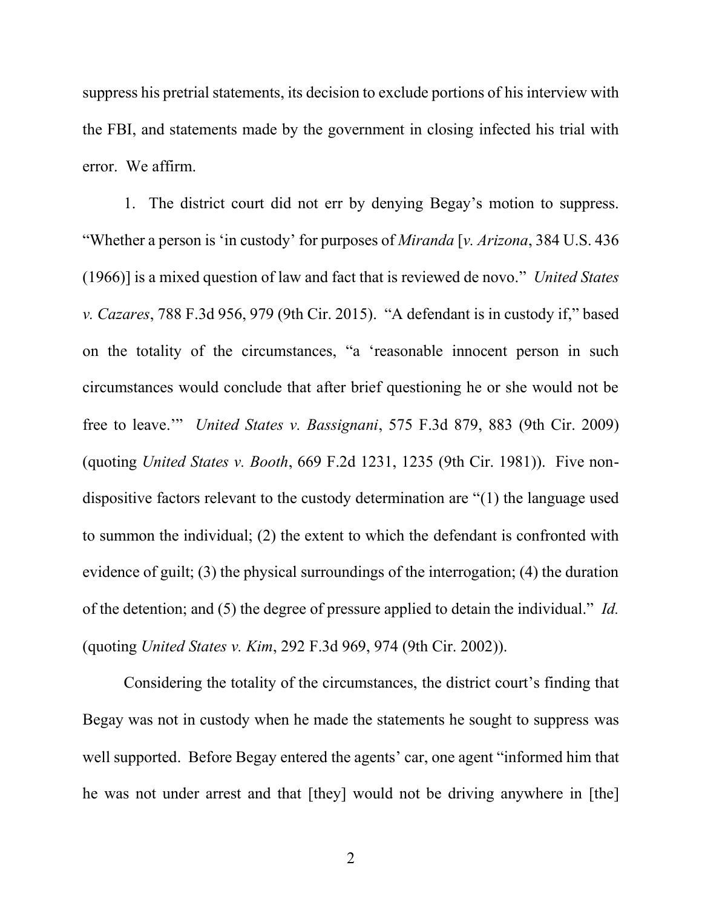suppress his pretrial statements, its decision to exclude portions of his interview with the FBI, and statements made by the government in closing infected his trial with error. We affirm.

1. The district court did not err by denying Begay's motion to suppress. "Whether a person is 'in custody' for purposes of *Miranda* [*v. Arizona*, 384 U.S. 436 (1966)] is a mixed question of law and fact that is reviewed de novo." *United States v. Cazares*, 788 F.3d 956, 979 (9th Cir. 2015). "A defendant is in custody if," based on the totality of the circumstances, "a 'reasonable innocent person in such circumstances would conclude that after brief questioning he or she would not be free to leave.'" *United States v. Bassignani*, 575 F.3d 879, 883 (9th Cir. 2009) (quoting *United States v. Booth*, 669 F.2d 1231, 1235 (9th Cir. 1981)). Five non-dispositive factors relevant to the custody determination are "(1) the language used to summon the individual; (2) the extent to which the defendant is confronted with evidence of guilt; (3) the physical surroundings of the interrogation; (4) the duration of the detention; and (5) the degree of pressure applied to detain the individual." *Id.* (quoting *United States v. Kim*, 292 F.3d 969, 974 (9th Cir. 2002)).

Considering the totality of the circumstances, the district court's finding that Begay was not in custody when he made the statements he sought to suppress was well supported. Before Begay entered the agents' car, one agent "informed him that he was not under arrest and that [they] would not be driving anywhere in [the]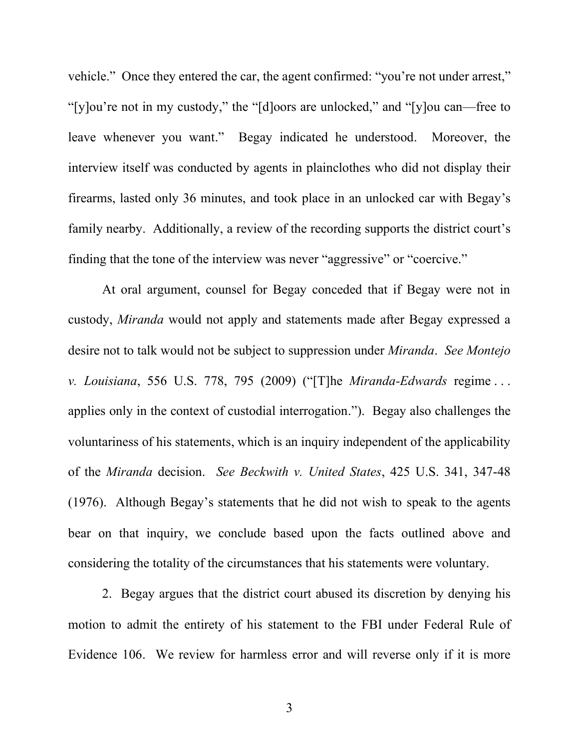vehicle." Once they entered the car, the agent confirmed: "you're not under arrest," "[y]ou're not in my custody," the "[d]oors are unlocked," and "[y]ou can—free to leave whenever you want." Begay indicated he understood. Moreover, the interview itself was conducted by agents in plainclothes who did not display their firearms, lasted only 36 minutes, and took place in an unlocked car with Begay's family nearby. Additionally, a review of the recording supports the district court's finding that the tone of the interview was never "aggressive" or "coercive."

At oral argument, counsel for Begay conceded that if Begay were not in custody, *Miranda* would not apply and statements made after Begay expressed a desire not to talk would not be subject to suppression under *Miranda*. *See Montejo v. Louisiana*, 556 U.S. 778, 795 (2009) ("[T]he *Miranda-Edwards* regime . . . applies only in the context of custodial interrogation."). Begay also challenges the voluntariness of his statements, which is an inquiry independent of the applicability of the *Miranda* decision. *See Beckwith v. United States*, 425 U.S. 341, 347-48 (1976). Although Begay's statements that he did not wish to speak to the agents bear on that inquiry, we conclude based upon the facts outlined above and considering the totality of the circumstances that his statements were voluntary.

2. Begay argues that the district court abused its discretion by denying his motion to admit the entirety of his statement to the FBI under Federal Rule of Evidence 106. We review for harmless error and will reverse only if it is more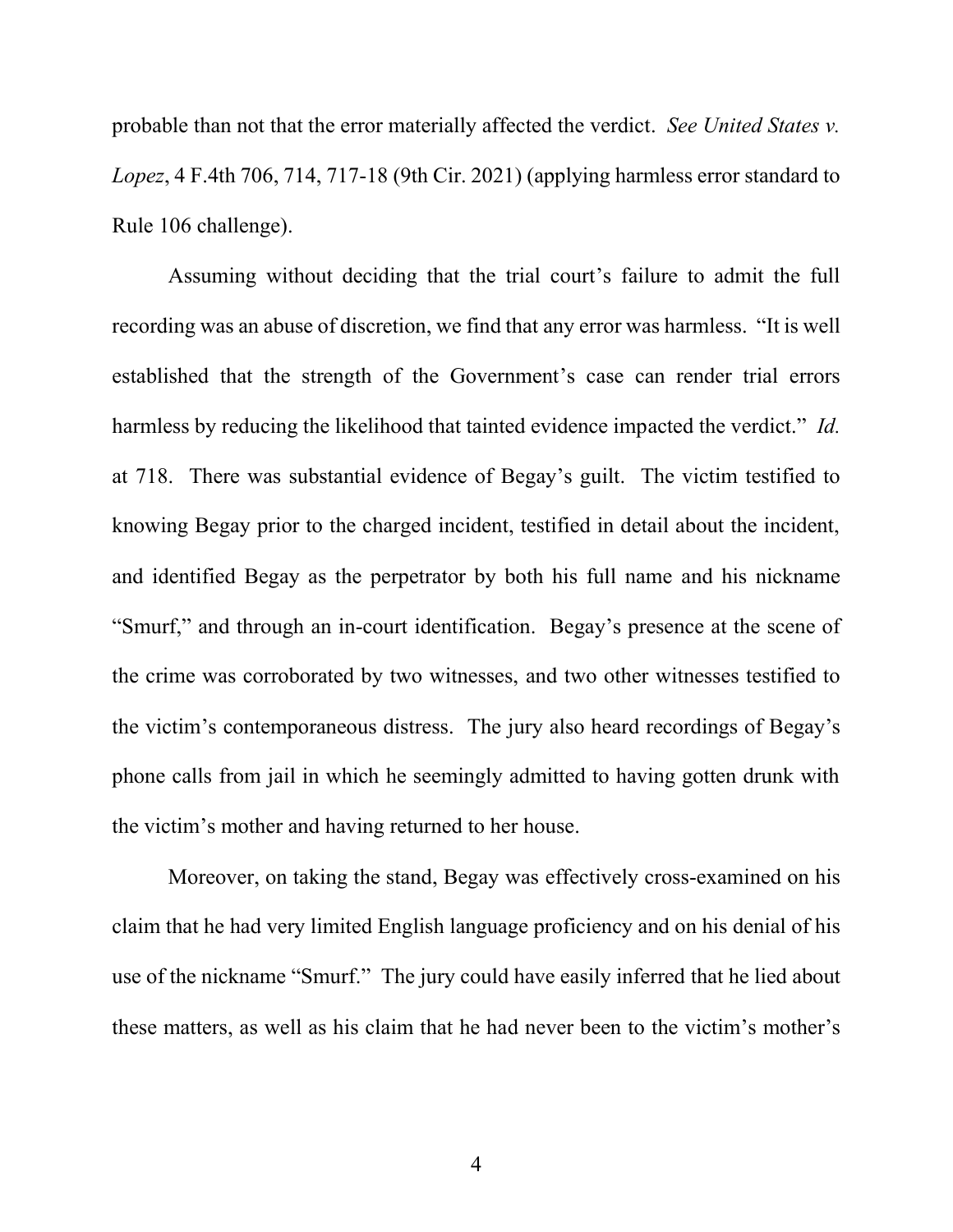probable than not that the error materially affected the verdict. *See United States v. Lopez*, 4 F.4th 706, 714, 717-18 (9th Cir. 2021) (applying harmless error standard to Rule 106 challenge).

Assuming without deciding that the trial court's failure to admit the full recording was an abuse of discretion, we find that any error was harmless. "It is well established that the strength of the Government's case can render trial errors harmless by reducing the likelihood that tainted evidence impacted the verdict." *Id.* at 718. There was substantial evidence of Begay's guilt. The victim testified to knowing Begay prior to the charged incident, testified in detail about the incident, and identified Begay as the perpetrator by both his full name and his nickname "Smurf," and through an in-court identification. Begay's presence at the scene of the crime was corroborated by two witnesses, and two other witnesses testified to the victim's contemporaneous distress. The jury also heard recordings of Begay's phone calls from jail in which he seemingly admitted to having gotten drunk with the victim's mother and having returned to her house.

Moreover, on taking the stand, Begay was effectively cross-examined on his claim that he had very limited English language proficiency and on his denial of his use of the nickname "Smurf." The jury could have easily inferred that he lied about these matters, as well as his claim that he had never been to the victim's mother's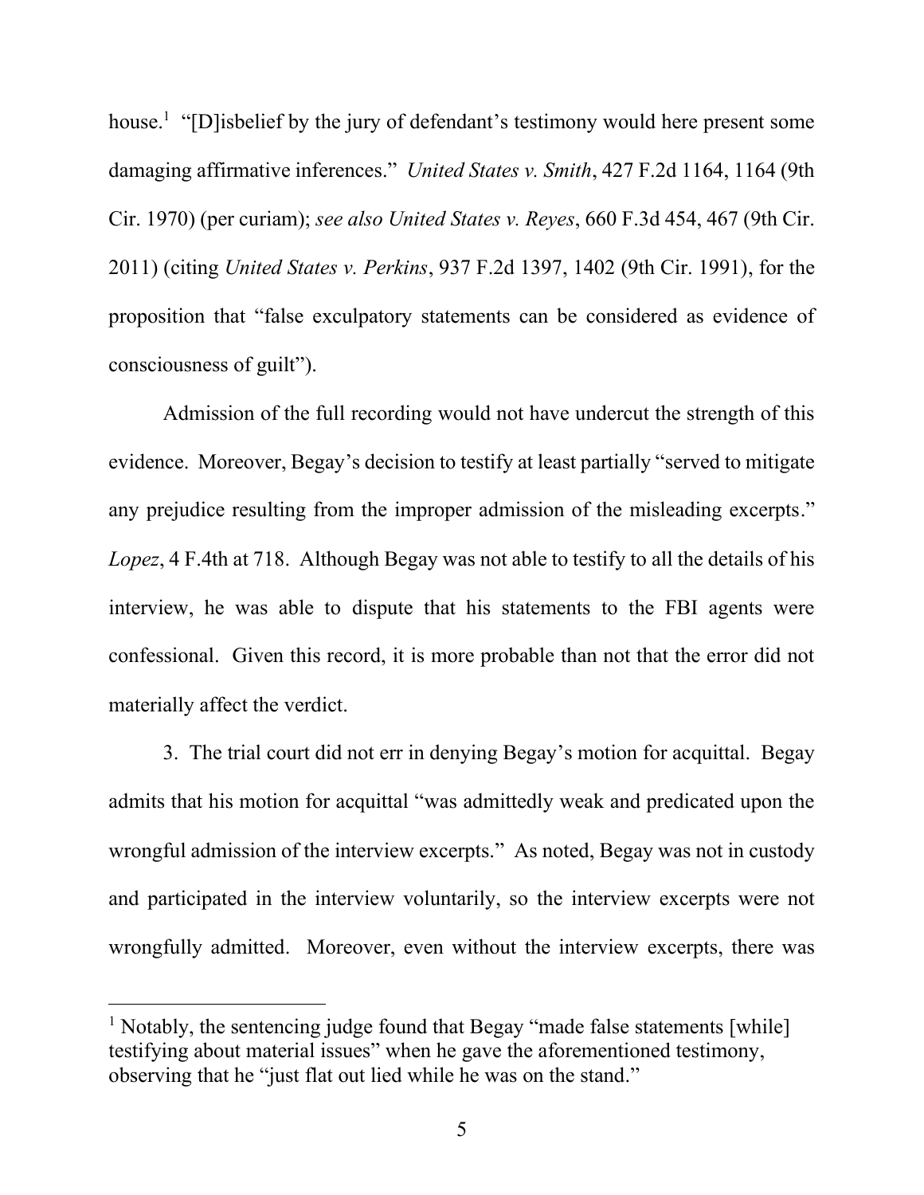house.[1] "[D]isbelief by the jury of defendant's testimony would here present some damaging affirmative inferences." *United States v. Smith*, 427 F.2d 1164, 1164 (9th Cir. 1970) (per curiam); *see also United States v. Reyes*, 660 F.3d 454, 467 (9th Cir. 2011) (citing *United States v. Perkins*, 937 F.2d 1397, 1402 (9th Cir. 1991), for the proposition that "false exculpatory statements can be considered as evidence of consciousness of guilt").

Admission of the full recording would not have undercut the strength of this evidence. Moreover, Begay's decision to testify at least partially "served to mitigate any prejudice resulting from the improper admission of the misleading excerpts." *Lopez*, 4 F.4th at 718. Although Begay was not able to testify to all the details of his interview, he was able to dispute that his statements to the FBI agents were confessional. Given this record, it is more probable than not that the error did not materially affect the verdict.

3. The trial court did not err in denying Begay's motion for acquittal. Begay admits that his motion for acquittal "was admittedly weak and predicated upon the wrongful admission of the interview excerpts." As noted, Begay was not in custody and participated in the interview voluntarily, so the interview excerpts were not wrongfully admitted. Moreover, even without the interview excerpts, there was

---

[1] Notably, the sentencing judge found that Begay "made false statements [while] testifying about material issues" when he gave the aforementioned testimony, observing that he "just flat out lied while he was on the stand."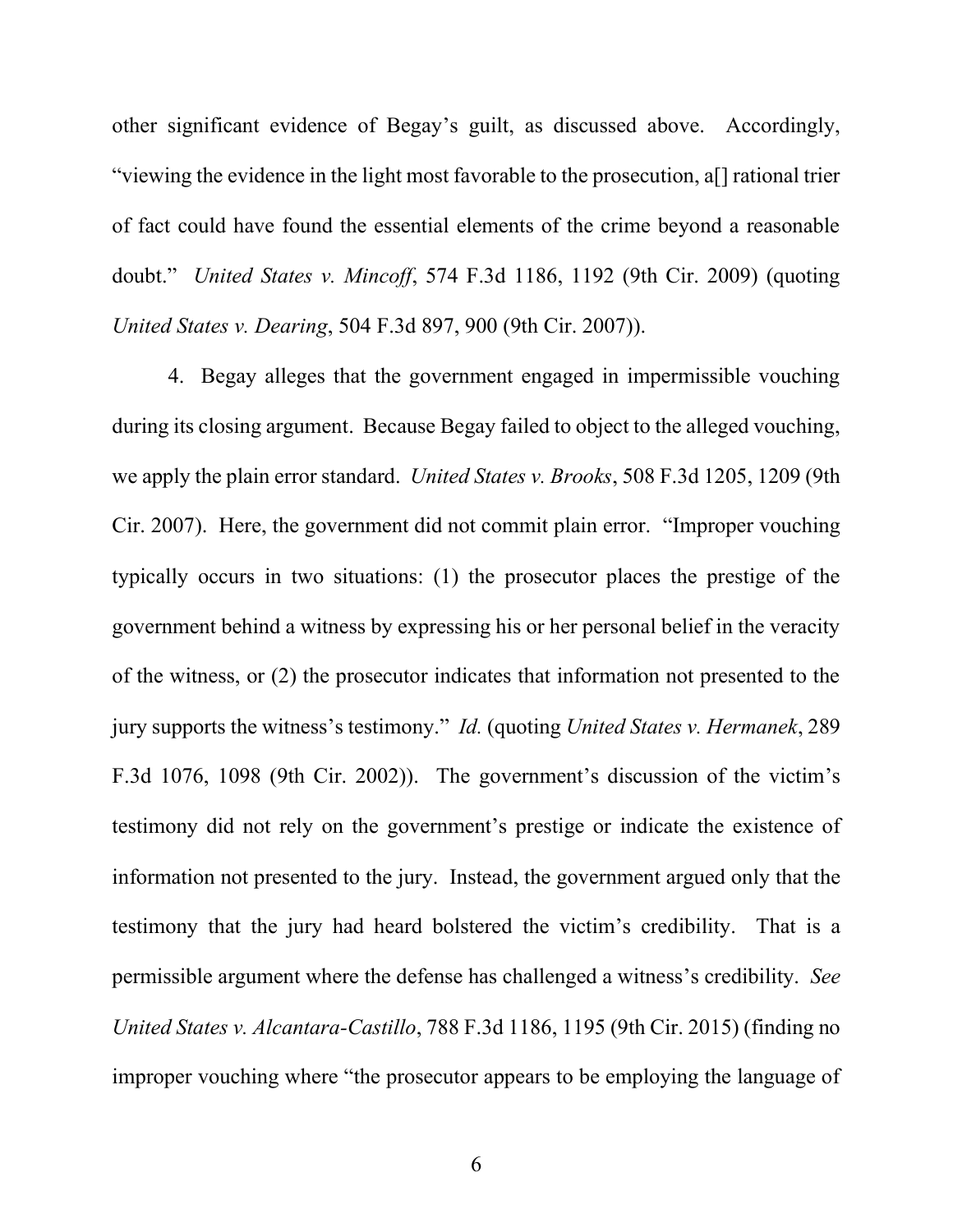other significant evidence of Begay's guilt, as discussed above. Accordingly, "viewing the evidence in the light most favorable to the prosecution, a[] rational trier of fact could have found the essential elements of the crime beyond a reasonable doubt." *United States v. Mincoff*, 574 F.3d 1186, 1192 (9th Cir. 2009) (quoting *United States v. Dearing*, 504 F.3d 897, 900 (9th Cir. 2007)).

4. Begay alleges that the government engaged in impermissible vouching during its closing argument. Because Begay failed to object to the alleged vouching, we apply the plain error standard. *United States v. Brooks*, 508 F.3d 1205, 1209 (9th Cir. 2007). Here, the government did not commit plain error. "Improper vouching typically occurs in two situations: (1) the prosecutor places the prestige of the government behind a witness by expressing his or her personal belief in the veracity of the witness, or (2) the prosecutor indicates that information not presented to the jury supports the witness's testimony." *Id.* (quoting *United States v. Hermanek*, 289 F.3d 1076, 1098 (9th Cir. 2002)). The government's discussion of the victim's testimony did not rely on the government's prestige or indicate the existence of information not presented to the jury. Instead, the government argued only that the testimony that the jury had heard bolstered the victim's credibility. That is a permissible argument where the defense has challenged a witness's credibility. *See United States v. Alcantara-Castillo*, 788 F.3d 1186, 1195 (9th Cir. 2015) (finding no improper vouching where "the prosecutor appears to be employing the language of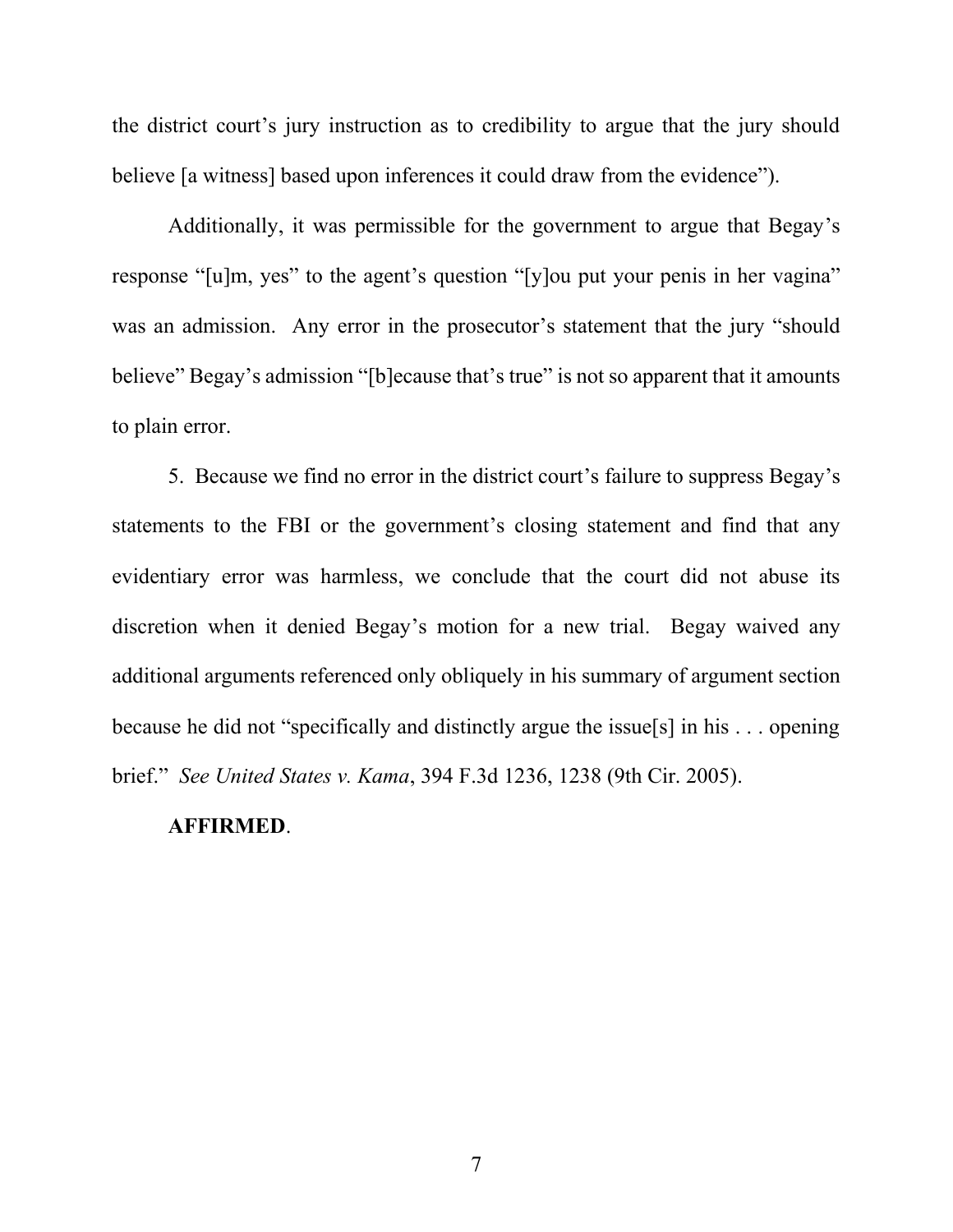the district court's jury instruction as to credibility to argue that the jury should believe [a witness] based upon inferences it could draw from the evidence").

Additionally, it was permissible for the government to argue that Begay's response "[u]m, yes" to the agent's question "[y]ou put your penis in her vagina" was an admission. Any error in the prosecutor's statement that the jury "should believe" Begay's admission "[b]ecause that's true" is not so apparent that it amounts to plain error.

5. Because we find no error in the district court's failure to suppress Begay's statements to the FBI or the government's closing statement and find that any evidentiary error was harmless, we conclude that the court did not abuse its discretion when it denied Begay's motion for a new trial. Begay waived any additional arguments referenced only obliquely in his summary of argument section because he did not "specifically and distinctly argue the issue[s] in his . . . opening brief." *See United States v. Kama*, 394 F.3d 1236, 1238 (9th Cir. 2005).

**AFFIRMED**.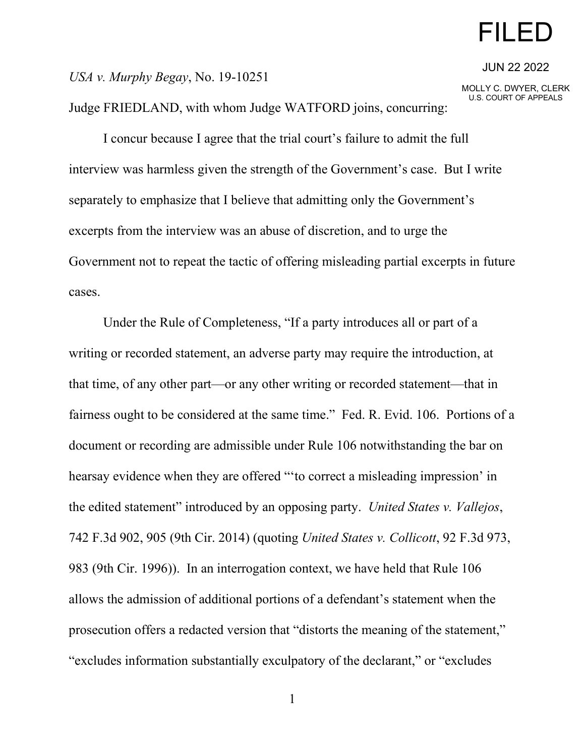FILED

JUN 22 2022

MOLLY C. DWYER, CLERK
U.S. COURT OF APPEALS

*USA v. Murphy Begay*, No. 19-10251

Judge FRIEDLAND, with whom Judge WATFORD joins, concurring:

I concur because I agree that the trial court's failure to admit the full interview was harmless given the strength of the Government's case. But I write separately to emphasize that I believe that admitting only the Government's excerpts from the interview was an abuse of discretion, and to urge the Government not to repeat the tactic of offering misleading partial excerpts in future cases.

Under the Rule of Completeness, "If a party introduces all or part of a writing or recorded statement, an adverse party may require the introduction, at that time, of any other part—or any other writing or recorded statement—that in fairness ought to be considered at the same time." Fed. R. Evid. 106. Portions of a document or recording are admissible under Rule 106 notwithstanding the bar on hearsay evidence when they are offered "'to correct a misleading impression' in the edited statement" introduced by an opposing party. *United States v. Vallejos*, 742 F.3d 902, 905 (9th Cir. 2014) (quoting *United States v. Collicott*, 92 F.3d 973, 983 (9th Cir. 1996)). In an interrogation context, we have held that Rule 106 allows the admission of additional portions of a defendant's statement when the prosecution offers a redacted version that "distorts the meaning of the statement," "excludes information substantially exculpatory of the declarant," or "excludes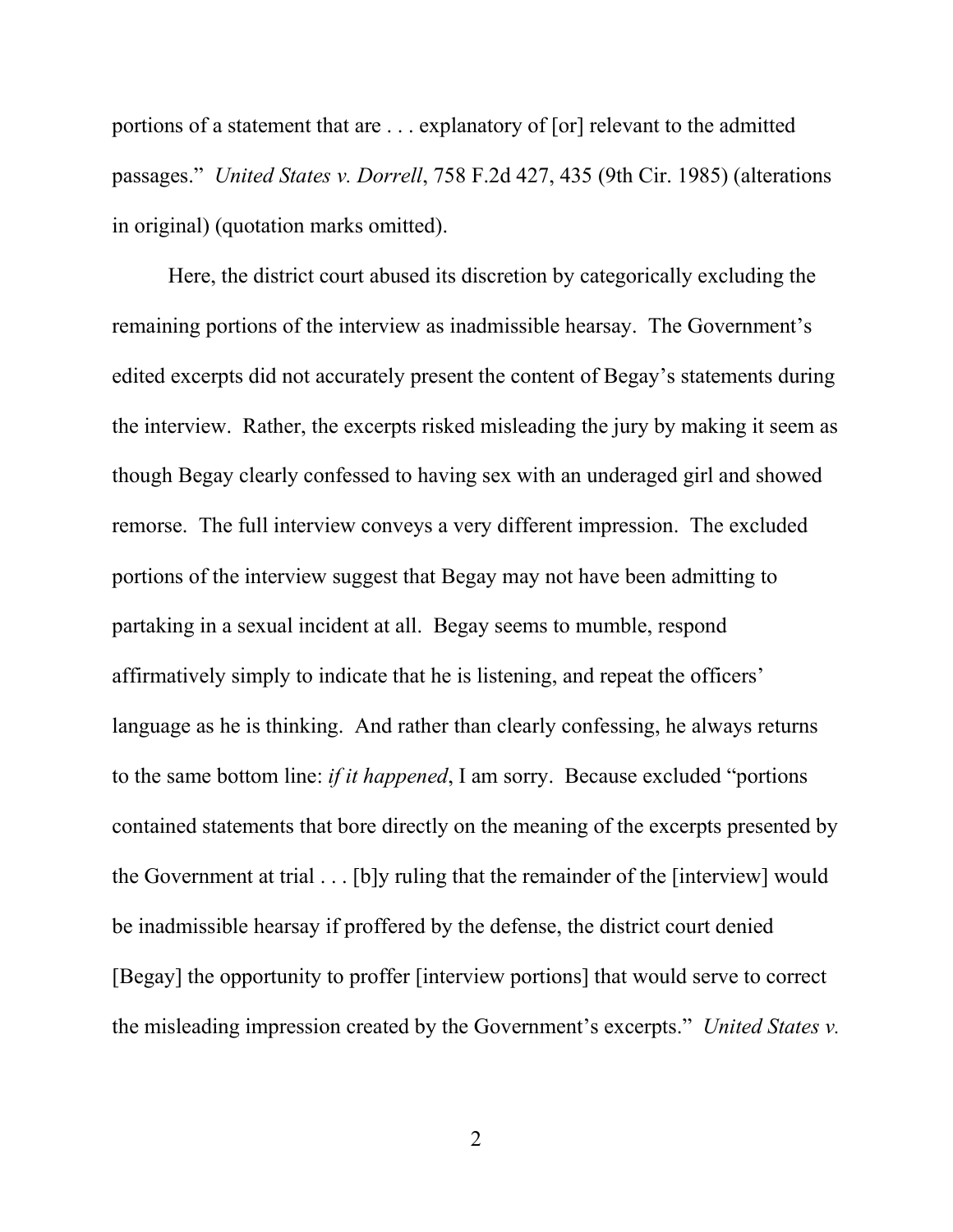portions of a statement that are . . . explanatory of [or] relevant to the admitted passages." *United States v. Dorrell*, 758 F.2d 427, 435 (9th Cir. 1985) (alterations in original) (quotation marks omitted).

Here, the district court abused its discretion by categorically excluding the remaining portions of the interview as inadmissible hearsay. The Government's edited excerpts did not accurately present the content of Begay's statements during the interview. Rather, the excerpts risked misleading the jury by making it seem as though Begay clearly confessed to having sex with an underaged girl and showed remorse. The full interview conveys a very different impression. The excluded portions of the interview suggest that Begay may not have been admitting to partaking in a sexual incident at all. Begay seems to mumble, respond affirmatively simply to indicate that he is listening, and repeat the officers' language as he is thinking. And rather than clearly confessing, he always returns to the same bottom line: *if it happened*, I am sorry. Because excluded "portions contained statements that bore directly on the meaning of the excerpts presented by the Government at trial . . . [b]y ruling that the remainder of the [interview] would be inadmissible hearsay if proffered by the defense, the district court denied [Begay] the opportunity to proffer [interview portions] that would serve to correct the misleading impression created by the Government's excerpts." *United States v.*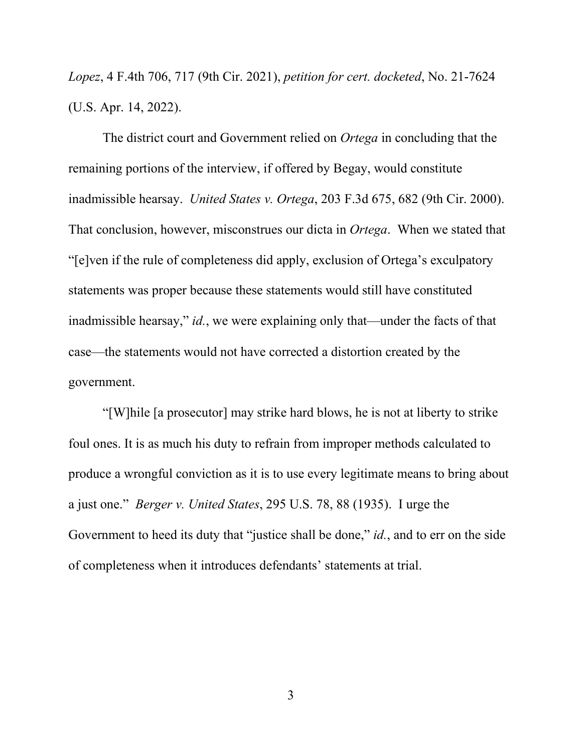*Lopez*, 4 F.4th 706, 717 (9th Cir. 2021), *petition for cert. docketed*, No. 21-7624 (U.S. Apr. 14, 2022).

The district court and Government relied on *Ortega* in concluding that the remaining portions of the interview, if offered by Begay, would constitute inadmissible hearsay. *United States v. Ortega*, 203 F.3d 675, 682 (9th Cir. 2000). That conclusion, however, misconstrues our dicta in *Ortega*. When we stated that "[e]ven if the rule of completeness did apply, exclusion of Ortega's exculpatory statements was proper because these statements would still have constituted inadmissible hearsay," *id.*, we were explaining only that—under the facts of that case—the statements would not have corrected a distortion created by the government.

"[W]hile [a prosecutor] may strike hard blows, he is not at liberty to strike foul ones. It is as much his duty to refrain from improper methods calculated to produce a wrongful conviction as it is to use every legitimate means to bring about a just one." *Berger v. United States*, 295 U.S. 78, 88 (1935). I urge the Government to heed its duty that "justice shall be done," *id.*, and to err on the side of completeness when it introduces defendants' statements at trial.